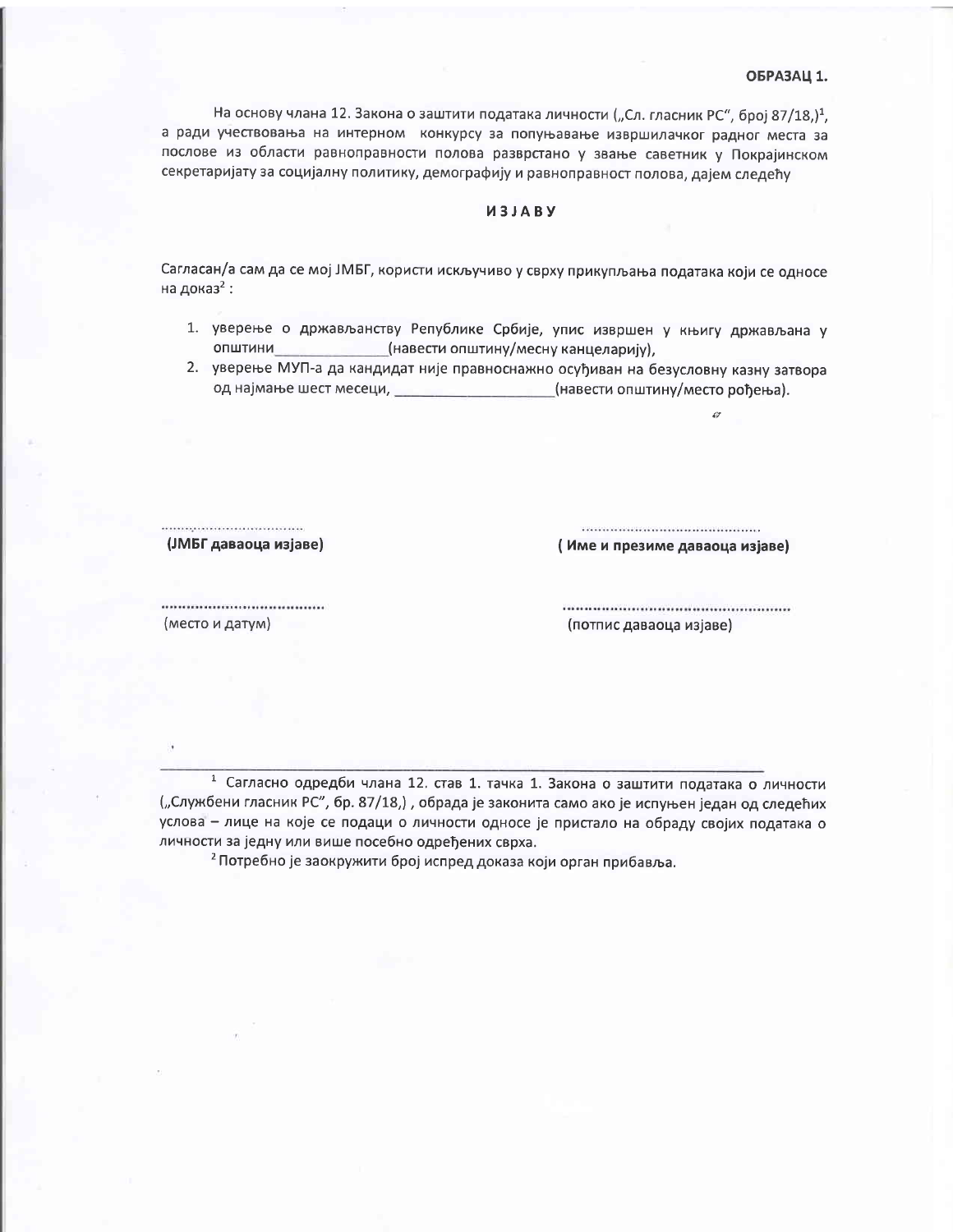**ОБРАЗАЦ 1.**

На основу члана 12. Закона о заштити података личности („Сл. гласник РС", број 87/18,)[1], а ради учествовања на интерном конкурсу за попуњавање извршилачког радног места за послове из области равноправности полова разврстано у звање саветник у Покрајинском секретаријату за социјалну политику, демографију и равноправност полова, дајем следећу

## ИЗЈАВУ

Сагласан/а сам да се мој ЈМБГ, користи искључиво у сврху прикупљања података који се односе на доказ[2] :

1. уверење о држављанству Републике Србије, упис извршен у књигу држављана у општини______________(навести општину/месну канцеларију),
2. уверење МУП-а да кандидат није правноснажно осуђиван на безусловну казну затвора од најмање шест месеци, ___________________(навести општину/место рођења).

.................................
**(ЈМБГ даваоца изјаве)**

.........................................
**( Име и презиме даваоца изјаве)**

.....................................
(место и датум)

...................................................
(потпис даваоца изјаве)

---

[1] Сагласно одредби члана 12. став 1. тачка 1. Закона о заштити података о личности („Службени гласник РС", бр. 87/18,) , обрада је законита само ако је испуњен један од следећих услова – лице на које се подаци о личности односе је пристало на обраду својих података о личности за једну или више посебно одређених сврха.

[2] Потребно је заокружити број испред доказа који орган прибавља.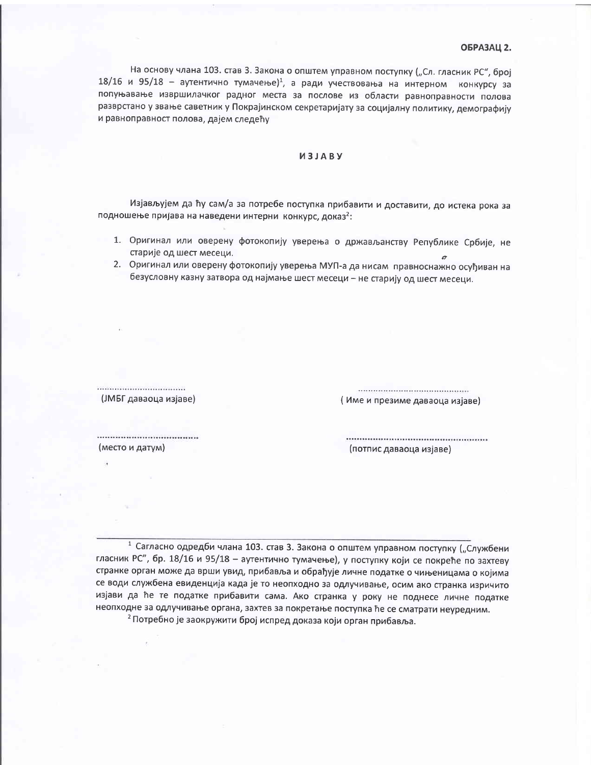**ОБРАЗАЦ 2.**

На основу члана 103. став 3. Закона о општем управном поступку („Сл. гласник РС", број 18/16 и 95/18 – аутентично тумачење)[1], а ради учествовања на интерном конкурсу за попуњавање извршилачког радног места за послове из области равноправности полова разврстано у звање саветник у Покрајинском секретаријату за социјалну политику, демографију и равноправност полова, дајем следећу

## ИЗЈАВУ

Изјављујем да ћу сам/а за потребе поступка прибавити и доставити, до истека рока за подношење пријава на наведени интерни конкурс, доказ[2]:

1. Оригинал или оверену фотокопију уверења о држављанству Републике Србије, не старије од шест месеци.
2. Оригинал или оверену фотокопију уверења МУП-а да нисам правноснажно осуђиван на безусловну казну затвора од најмање шест месеци – не старију од шест месеци.

.................................
(ЈМБГ даваоца изјаве)

..........................................
( Име и презиме даваоца изјаве)

....................................
(место и датум)

..................................................
(потпис даваоца изјаве)

---

[1] Сагласно одредби члана 103. став 3. Закона о општем управном поступку („Службени гласник РС", бр. 18/16 и 95/18 – аутентично тумачење), у поступку који се покреће по захтеву странке орган може да врши увид, прибавља и обрађује личне податке о чињеницама о којима се води службена евиденција када је то неопходно за одлучивање, осим ако странка изричито изјави да ће те податке прибавити сама. Ако странка у року не поднесе личне податке неопходне за одлучивање органа, захтев за покретање поступка ће се сматрати неуредним.

[2] Потребно је заокружити број испред доказа који орган прибавља.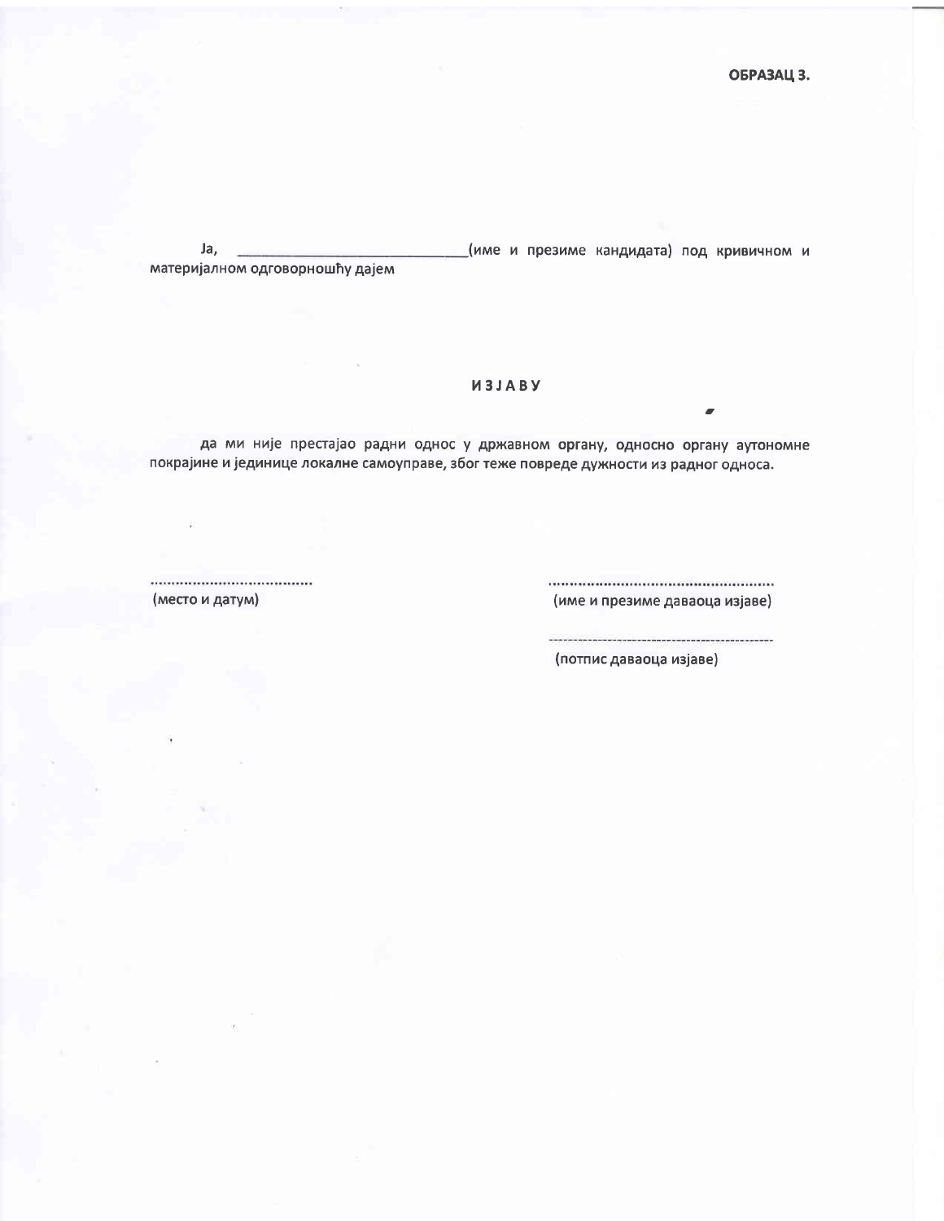**ОБРАЗАЦ 3.**

Ја, ______________________________(име и презиме кандидата) под кривичном и материјалном одговорношћу дајем

**ИЗЈАВУ**

да ми није престајао радни однос у државном органу, односно органу аутономне покрајине и јединице локалне самоуправе, због теже повреде дужности из радног односа.

.......................................
(место и датум)

......................................................
(име и презиме даваоца изјаве)

-----------------------------------------------
(потпис даваоца изјаве)